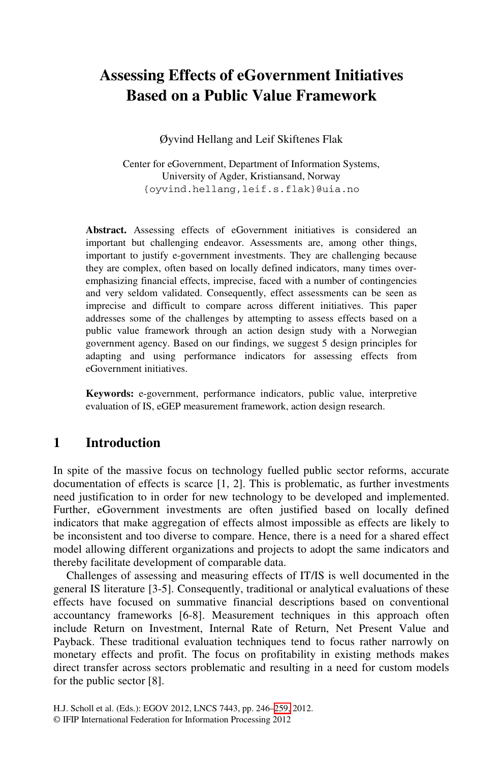# Assessing Effects of eGovernment Initiatives Based on a Public Value Framework

Øyvind Hellang and Leif Skiftenes Flak

Center for eGovernment, Department of Information Systems, University of Agder, Kristiansand, Norway
{oyvind.hellang,leif.s.flak}@uia.no

**Abstract.** Assessing effects of eGovernment initiatives is considered an important but challenging endeavor. Assessments are, among other things, important to justify e-government investments. They are challenging because they are complex, often based on locally defined indicators, many times over-emphasizing financial effects, imprecise, faced with a number of contingencies and very seldom validated. Consequently, effect assessments can be seen as imprecise and difficult to compare across different initiatives. This paper addresses some of the challenges by attempting to assess effects based on a public value framework through an action design study with a Norwegian government agency. Based on our findings, we suggest 5 design principles for adapting and using performance indicators for assessing effects from eGovernment initiatives.

**Keywords:** e-government, performance indicators, public value, interpretive evaluation of IS, eGEP measurement framework, action design research.

## 1 Introduction

In spite of the massive focus on technology fuelled public sector reforms, accurate documentation of effects is scarce [1, 2]. This is problematic, as further investments need justification to in order for new technology to be developed and implemented. Further, eGovernment investments are often justified based on locally defined indicators that make aggregation of effects almost impossible as effects are likely to be inconsistent and too diverse to compare. Hence, there is a need for a shared effect model allowing different organizations and projects to adopt the same indicators and thereby facilitate development of comparable data.

Challenges of assessing and measuring effects of IT/IS is well documented in the general IS literature [3-5]. Consequently, traditional or analytical evaluations of these effects have focused on summative financial descriptions based on conventional accountancy frameworks [6-8]. Measurement techniques in this approach often include Return on Investment, Internal Rate of Return, Net Present Value and Payback. These traditional evaluation techniques tend to focus rather narrowly on monetary effects and profit. The focus on profitability in existing methods makes direct transfer across sectors problematic and resulting in a need for custom models for the public sector [8].

H.J. Scholl et al. (Eds.): EGOV 2012, LNCS 7443, pp. 246–259, 2012.
© IFIP International Federation for Information Processing 2012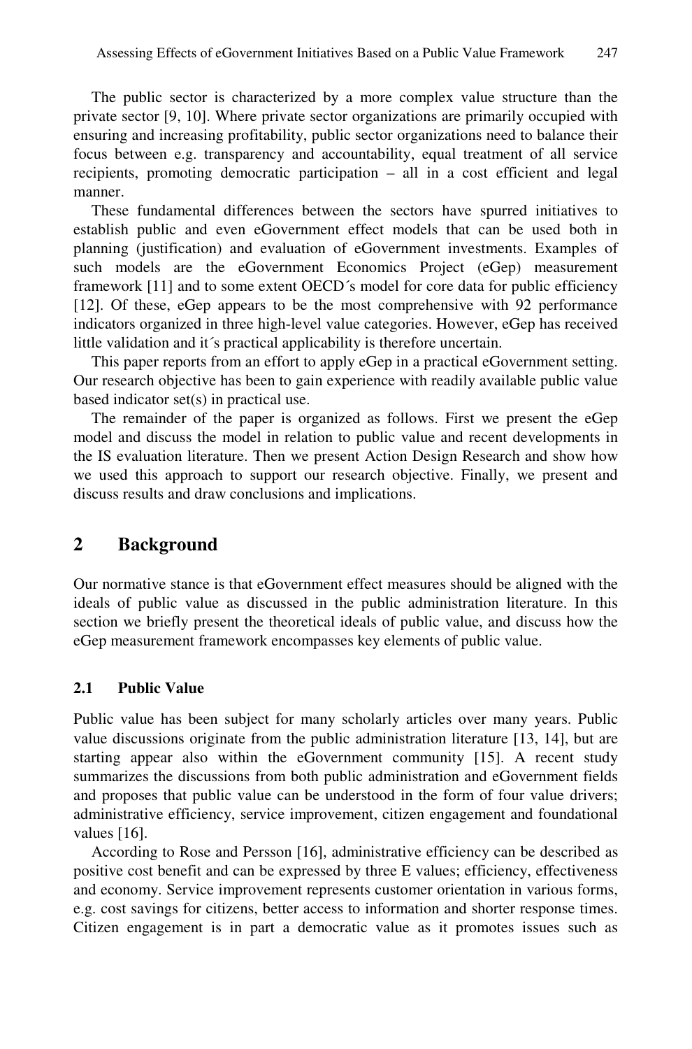The public sector is characterized by a more complex value structure than the private sector [9, 10]. Where private sector organizations are primarily occupied with ensuring and increasing profitability, public sector organizations need to balance their focus between e.g. transparency and accountability, equal treatment of all service recipients, promoting democratic participation – all in a cost efficient and legal manner.

These fundamental differences between the sectors have spurred initiatives to establish public and even eGovernment effect models that can be used both in planning (justification) and evaluation of eGovernment investments. Examples of such models are the eGovernment Economics Project (eGep) measurement framework [11] and to some extent OECD´s model for core data for public efficiency [12]. Of these, eGep appears to be the most comprehensive with 92 performance indicators organized in three high-level value categories. However, eGep has received little validation and it´s practical applicability is therefore uncertain.

This paper reports from an effort to apply eGep in a practical eGovernment setting. Our research objective has been to gain experience with readily available public value based indicator set(s) in practical use.

The remainder of the paper is organized as follows. First we present the eGep model and discuss the model in relation to public value and recent developments in the IS evaluation literature. Then we present Action Design Research and show how we used this approach to support our research objective. Finally, we present and discuss results and draw conclusions and implications.

## 2 Background

Our normative stance is that eGovernment effect measures should be aligned with the ideals of public value as discussed in the public administration literature. In this section we briefly present the theoretical ideals of public value, and discuss how the eGep measurement framework encompasses key elements of public value.

### 2.1 Public Value

Public value has been subject for many scholarly articles over many years. Public value discussions originate from the public administration literature [13, 14], but are starting appear also within the eGovernment community [15]. A recent study summarizes the discussions from both public administration and eGovernment fields and proposes that public value can be understood in the form of four value drivers; administrative efficiency, service improvement, citizen engagement and foundational values [16].

According to Rose and Persson [16], administrative efficiency can be described as positive cost benefit and can be expressed by three E values; efficiency, effectiveness and economy. Service improvement represents customer orientation in various forms, e.g. cost savings for citizens, better access to information and shorter response times. Citizen engagement is in part a democratic value as it promotes issues such as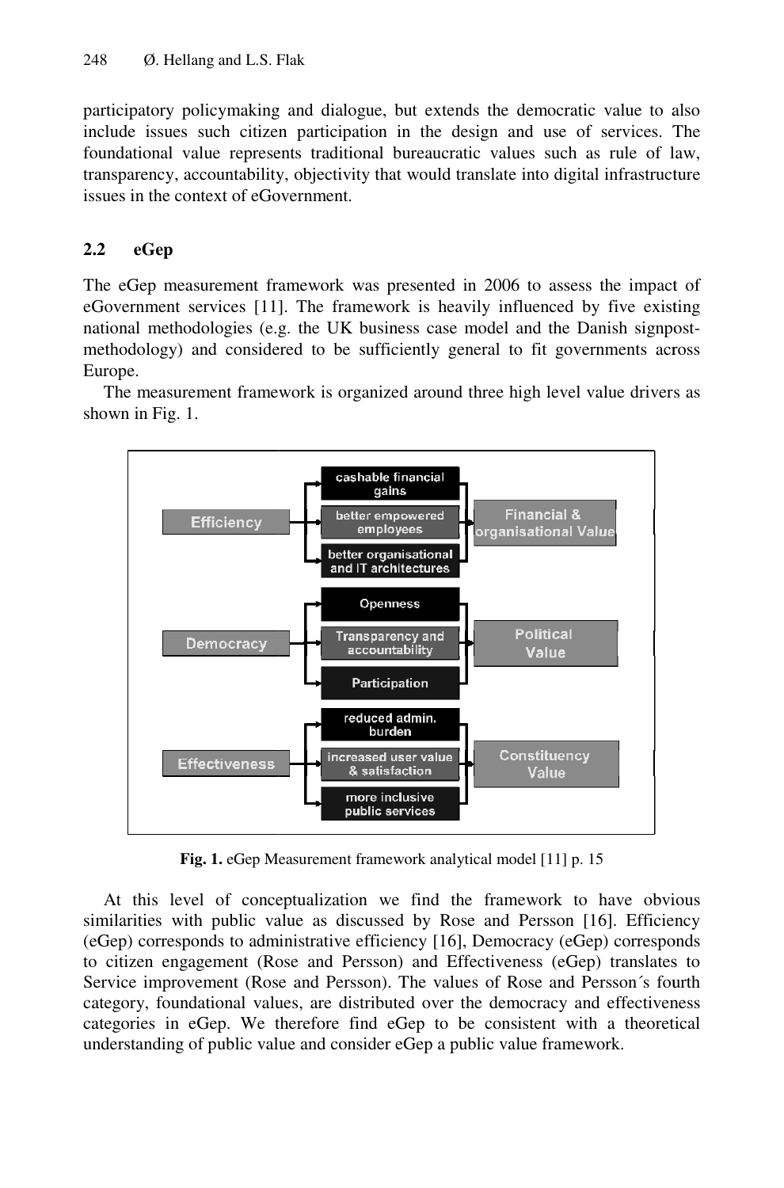participatory policymaking and dialogue, but extends the democratic value to also include issues such citizen participation in the design and use of services. The foundational value represents traditional bureaucratic values such as rule of law, transparency, accountability, objectivity that would translate into digital infrastructure issues in the context of eGovernment.

## 2.2 eGep

The eGep measurement framework was presented in 2006 to assess the impact of eGovernment services [11]. The framework is heavily influenced by five existing national methodologies (e.g. the UK business case model and the Danish signpost-methodology) and considered to be sufficiently general to fit governments across Europe.

The measurement framework is organized around three high level value drivers as shown in Fig. 1.

| Value driver | Components | Value |
|---|---|---|
| Efficiency | cashable financial gains; better empowered employees; better organisational and IT architectures | Financial & organisational Value |
| Democracy | Openness; Transparency and accountability; Participation | Political Value |
| Effectiveness | reduced admin. burden; increased user value & satisfaction; more inclusive public services | Constituency Value |

**Fig. 1.** eGep Measurement framework analytical model [11] p. 15

At this level of conceptualization we find the framework to have obvious similarities with public value as discussed by Rose and Persson [16]. Efficiency (eGep) corresponds to administrative efficiency [16], Democracy (eGep) corresponds to citizen engagement (Rose and Persson) and Effectiveness (eGep) translates to Service improvement (Rose and Persson). The values of Rose and Persson´s fourth category, foundational values, are distributed over the democracy and effectiveness categories in eGep. We therefore find eGep to be consistent with a theoretical understanding of public value and consider eGep a public value framework.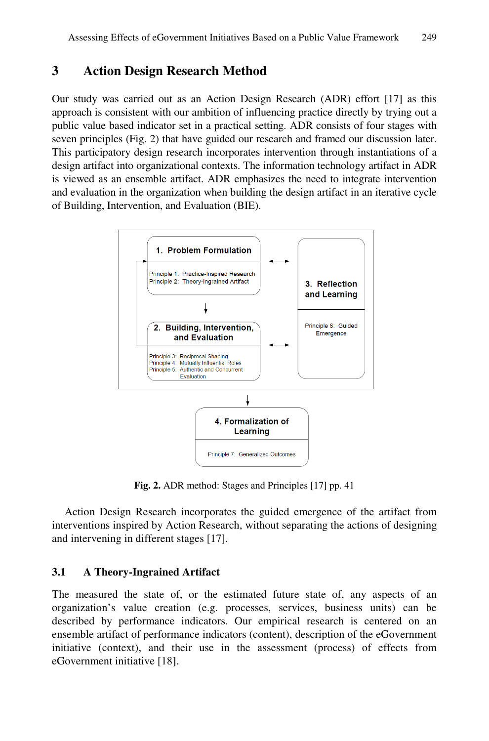## 3 Action Design Research Method

Our study was carried out as an Action Design Research (ADR) effort [17] as this approach is consistent with our ambition of influencing practice directly by trying out a public value based indicator set in a practical setting. ADR consists of four stages with seven principles (Fig. 2) that have guided our research and framed our discussion later. This participatory design research incorporates intervention through instantiations of a design artifact into organizational contexts. The information technology artifact in ADR is viewed as an ensemble artifact. ADR emphasizes the need to integrate intervention and evaluation in the organization when building the design artifact in an iterative cycle of Building, Intervention, and Evaluation (BIE).

1. Problem Formulation
   - Principle 1: Practice-Inspired Research
   - Principle 2: Theory-Ingrained Artifact

2. Building, Intervention, and Evaluation
   - Principle 3: Reciprocal Shaping
   - Principle 4: Mutually Influential Roles
   - Principle 5: Authentic and Concurrent Evaluation

3. Reflection and Learning
   - Principle 6: Guided Emergence

4. Formalization of Learning
   - Principle 7: Generalized Outcomes

**Fig. 2.** ADR method: Stages and Principles [17] pp. 41

Action Design Research incorporates the guided emergence of the artifact from interventions inspired by Action Research, without separating the actions of designing and intervening in different stages [17].

### 3.1 A Theory-Ingrained Artifact

The measured the state of, or the estimated future state of, any aspects of an organization's value creation (e.g. processes, services, business units) can be described by performance indicators. Our empirical research is centered on an ensemble artifact of performance indicators (content), description of the eGovernment initiative (context), and their use in the assessment (process) of effects from eGovernment initiative [18].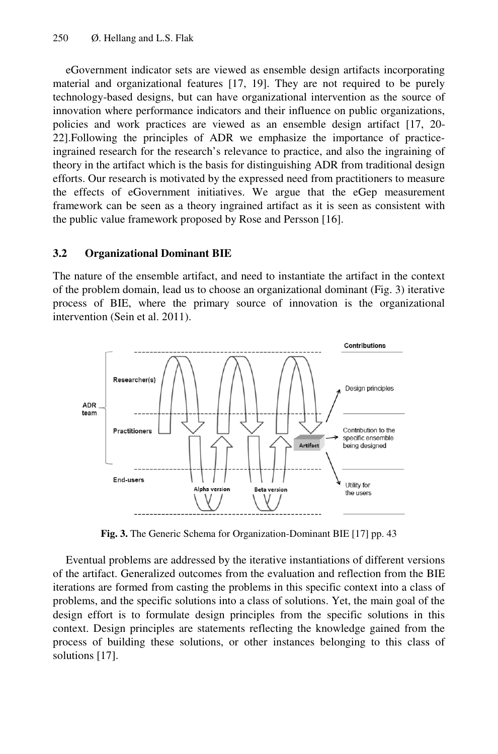eGovernment indicator sets are viewed as ensemble design artifacts incorporating material and organizational features [17, 19]. They are not required to be purely technology-based designs, but can have organizational intervention as the source of innovation where performance indicators and their influence on public organizations, policies and work practices are viewed as an ensemble design artifact [17, 20-22].Following the principles of ADR we emphasize the importance of practice-ingrained research for the research's relevance to practice, and also the ingraining of theory in the artifact which is the basis for distinguishing ADR from traditional design efforts. Our research is motivated by the expressed need from practitioners to measure the effects of eGovernment initiatives. We argue that the eGep measurement framework can be seen as a theory ingrained artifact as it is seen as consistent with the public value framework proposed by Rose and Persson [16].

### 3.2 Organizational Dominant BIE

The nature of the ensemble artifact, and need to instantiate the artifact in the context of the problem domain, lead us to choose an organizational dominant (Fig. 3) iterative process of BIE, where the primary source of innovation is the organizational intervention (Sein et al. 2011).

**Fig. 3.** The Generic Schema for Organization-Dominant BIE [17] pp. 43

Eventual problems are addressed by the iterative instantiations of different versions of the artifact. Generalized outcomes from the evaluation and reflection from the BIE iterations are formed from casting the problems in this specific context into a class of problems, and the specific solutions into a class of solutions. Yet, the main goal of the design effort is to formulate design principles from the specific solutions in this context. Design principles are statements reflecting the knowledge gained from the process of building these solutions, or other instances belonging to this class of solutions [17].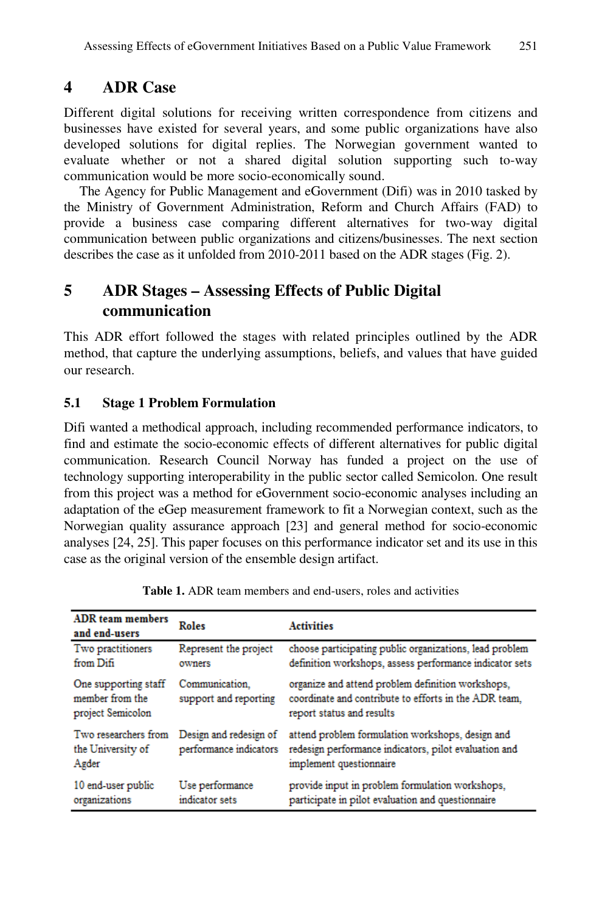## 4 ADR Case

Different digital solutions for receiving written correspondence from citizens and businesses have existed for several years, and some public organizations have also developed solutions for digital replies. The Norwegian government wanted to evaluate whether or not a shared digital solution supporting such to-way communication would be more socio-economically sound.

The Agency for Public Management and eGovernment (Difi) was in 2010 tasked by the Ministry of Government Administration, Reform and Church Affairs (FAD) to provide a business case comparing different alternatives for two-way digital communication between public organizations and citizens/businesses. The next section describes the case as it unfolded from 2010-2011 based on the ADR stages (Fig. 2).

## 5 ADR Stages – Assessing Effects of Public Digital communication

This ADR effort followed the stages with related principles outlined by the ADR method, that capture the underlying assumptions, beliefs, and values that have guided our research.

### 5.1 Stage 1 Problem Formulation

Difi wanted a methodical approach, including recommended performance indicators, to find and estimate the socio-economic effects of different alternatives for public digital communication. Research Council Norway has funded a project on the use of technology supporting interoperability in the public sector called Semicolon. One result from this project was a method for eGovernment socio-economic analyses including an adaptation of the eGep measurement framework to fit a Norwegian context, such as the Norwegian quality assurance approach [23] and general method for socio-economic analyses [24, 25]. This paper focuses on this performance indicator set and its use in this case as the original version of the ensemble design artifact.

**Table 1.** ADR team members and end-users, roles and activities

| ADR team members and end-users | Roles | Activities |
|---|---|---|
| Two practitioners from Difi | Represent the project owners | choose participating public organizations, lead problem definition workshops, assess performance indicator sets |
| One supporting staff member from the project Semicolon | Communication, support and reporting | organize and attend problem definition workshops, coordinate and contribute to efforts in the ADR team, report status and results |
| Two researchers from the University of Agder | Design and redesign of performance indicators | attend problem formulation workshops, design and redesign performance indicators, pilot evaluation and implement questionnaire |
| 10 end-user public organizations | Use performance indicator sets | provide input in problem formulation workshops, participate in pilot evaluation and questionnaire |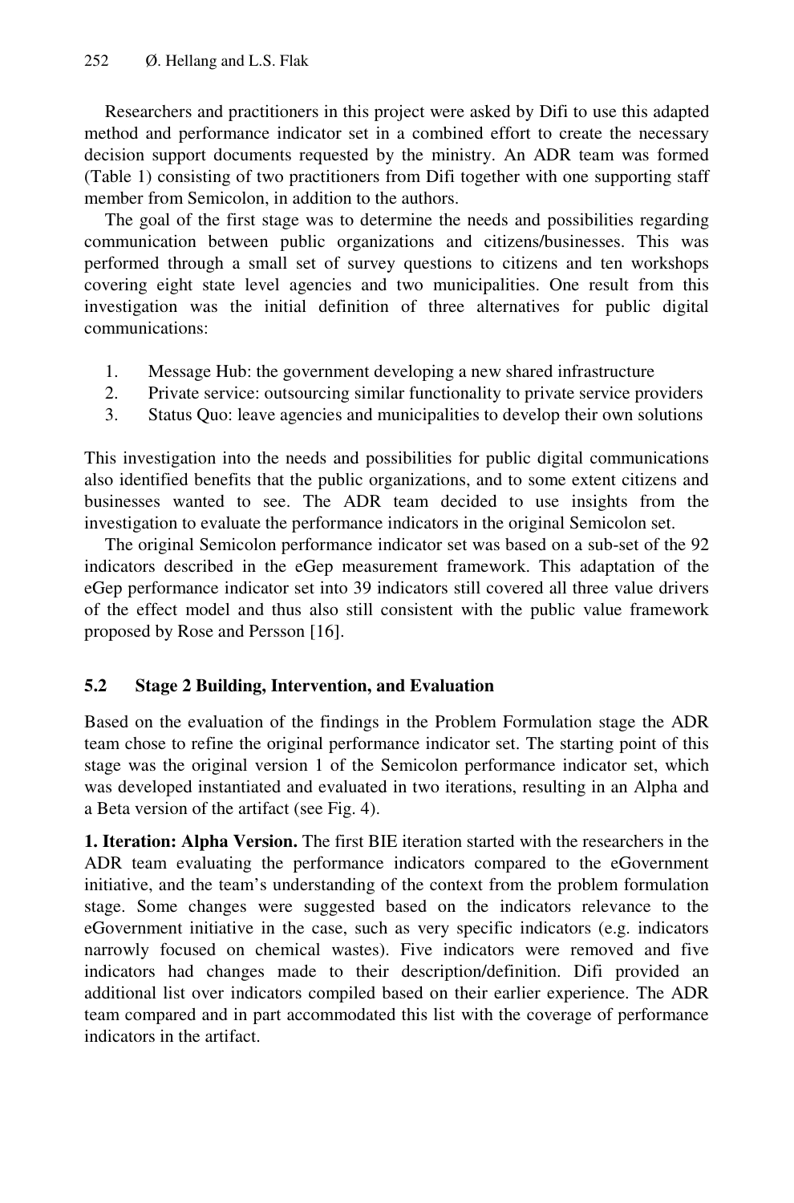Researchers and practitioners in this project were asked by Difi to use this adapted method and performance indicator set in a combined effort to create the necessary decision support documents requested by the ministry. An ADR team was formed (Table 1) consisting of two practitioners from Difi together with one supporting staff member from Semicolon, in addition to the authors.

The goal of the first stage was to determine the needs and possibilities regarding communication between public organizations and citizens/businesses. This was performed through a small set of survey questions to citizens and ten workshops covering eight state level agencies and two municipalities. One result from this investigation was the initial definition of three alternatives for public digital communications:

1. Message Hub: the government developing a new shared infrastructure
2. Private service: outsourcing similar functionality to private service providers
3. Status Quo: leave agencies and municipalities to develop their own solutions

This investigation into the needs and possibilities for public digital communications also identified benefits that the public organizations, and to some extent citizens and businesses wanted to see. The ADR team decided to use insights from the investigation to evaluate the performance indicators in the original Semicolon set.

The original Semicolon performance indicator set was based on a sub-set of the 92 indicators described in the eGep measurement framework. This adaptation of the eGep performance indicator set into 39 indicators still covered all three value drivers of the effect model and thus also still consistent with the public value framework proposed by Rose and Persson [16].

### 5.2 Stage 2 Building, Intervention, and Evaluation

Based on the evaluation of the findings in the Problem Formulation stage the ADR team chose to refine the original performance indicator set. The starting point of this stage was the original version 1 of the Semicolon performance indicator set, which was developed instantiated and evaluated in two iterations, resulting in an Alpha and a Beta version of the artifact (see Fig. 4).

**1. Iteration: Alpha Version.** The first BIE iteration started with the researchers in the ADR team evaluating the performance indicators compared to the eGovernment initiative, and the team's understanding of the context from the problem formulation stage. Some changes were suggested based on the indicators relevance to the eGovernment initiative in the case, such as very specific indicators (e.g. indicators narrowly focused on chemical wastes). Five indicators were removed and five indicators had changes made to their description/definition. Difi provided an additional list over indicators compiled based on their earlier experience. The ADR team compared and in part accommodated this list with the coverage of performance indicators in the artifact.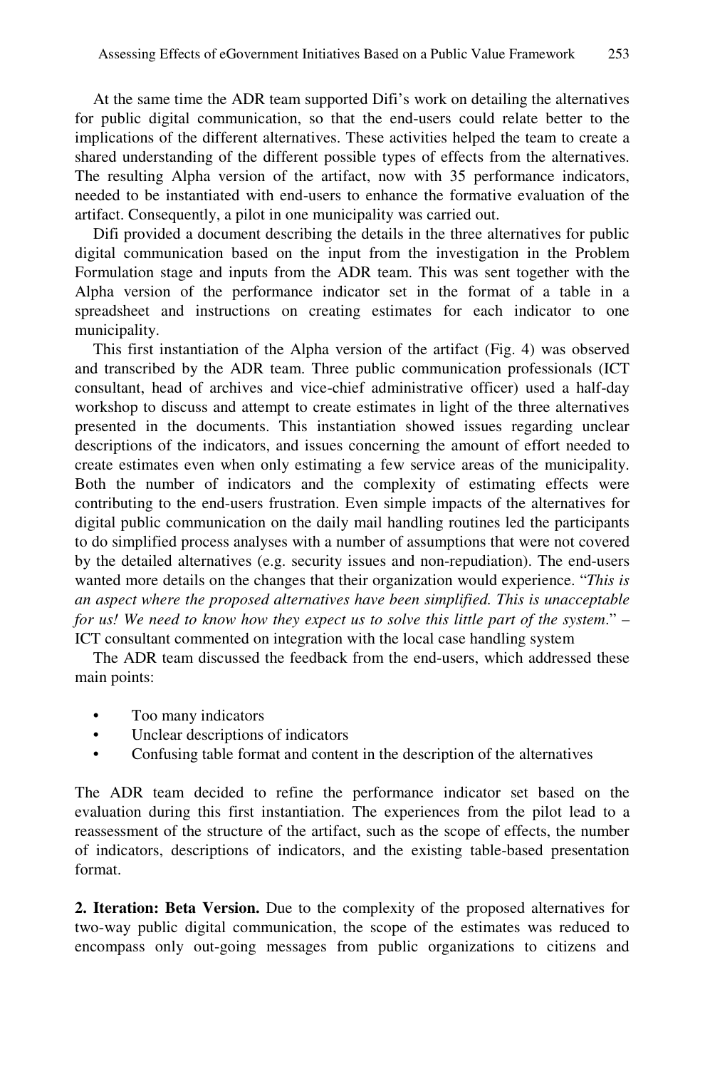At the same time the ADR team supported Difi's work on detailing the alternatives for public digital communication, so that the end-users could relate better to the implications of the different alternatives. These activities helped the team to create a shared understanding of the different possible types of effects from the alternatives. The resulting Alpha version of the artifact, now with 35 performance indicators, needed to be instantiated with end-users to enhance the formative evaluation of the artifact. Consequently, a pilot in one municipality was carried out.

Difi provided a document describing the details in the three alternatives for public digital communication based on the input from the investigation in the Problem Formulation stage and inputs from the ADR team. This was sent together with the Alpha version of the performance indicator set in the format of a table in a spreadsheet and instructions on creating estimates for each indicator to one municipality.

This first instantiation of the Alpha version of the artifact (Fig. 4) was observed and transcribed by the ADR team. Three public communication professionals (ICT consultant, head of archives and vice-chief administrative officer) used a half-day workshop to discuss and attempt to create estimates in light of the three alternatives presented in the documents. This instantiation showed issues regarding unclear descriptions of the indicators, and issues concerning the amount of effort needed to create estimates even when only estimating a few service areas of the municipality. Both the number of indicators and the complexity of estimating effects were contributing to the end-users frustration. Even simple impacts of the alternatives for digital public communication on the daily mail handling routines led the participants to do simplified process analyses with a number of assumptions that were not covered by the detailed alternatives (e.g. security issues and non-repudiation). The end-users wanted more details on the changes that their organization would experience. "*This is an aspect where the proposed alternatives have been simplified. This is unacceptable for us! We need to know how they expect us to solve this little part of the system*." – ICT consultant commented on integration with the local case handling system

The ADR team discussed the feedback from the end-users, which addressed these main points:

- Too many indicators
- Unclear descriptions of indicators
- Confusing table format and content in the description of the alternatives

The ADR team decided to refine the performance indicator set based on the evaluation during this first instantiation. The experiences from the pilot lead to a reassessment of the structure of the artifact, such as the scope of effects, the number of indicators, descriptions of indicators, and the existing table-based presentation format.

**2. Iteration: Beta Version.** Due to the complexity of the proposed alternatives for two-way public digital communication, the scope of the estimates was reduced to encompass only out-going messages from public organizations to citizens and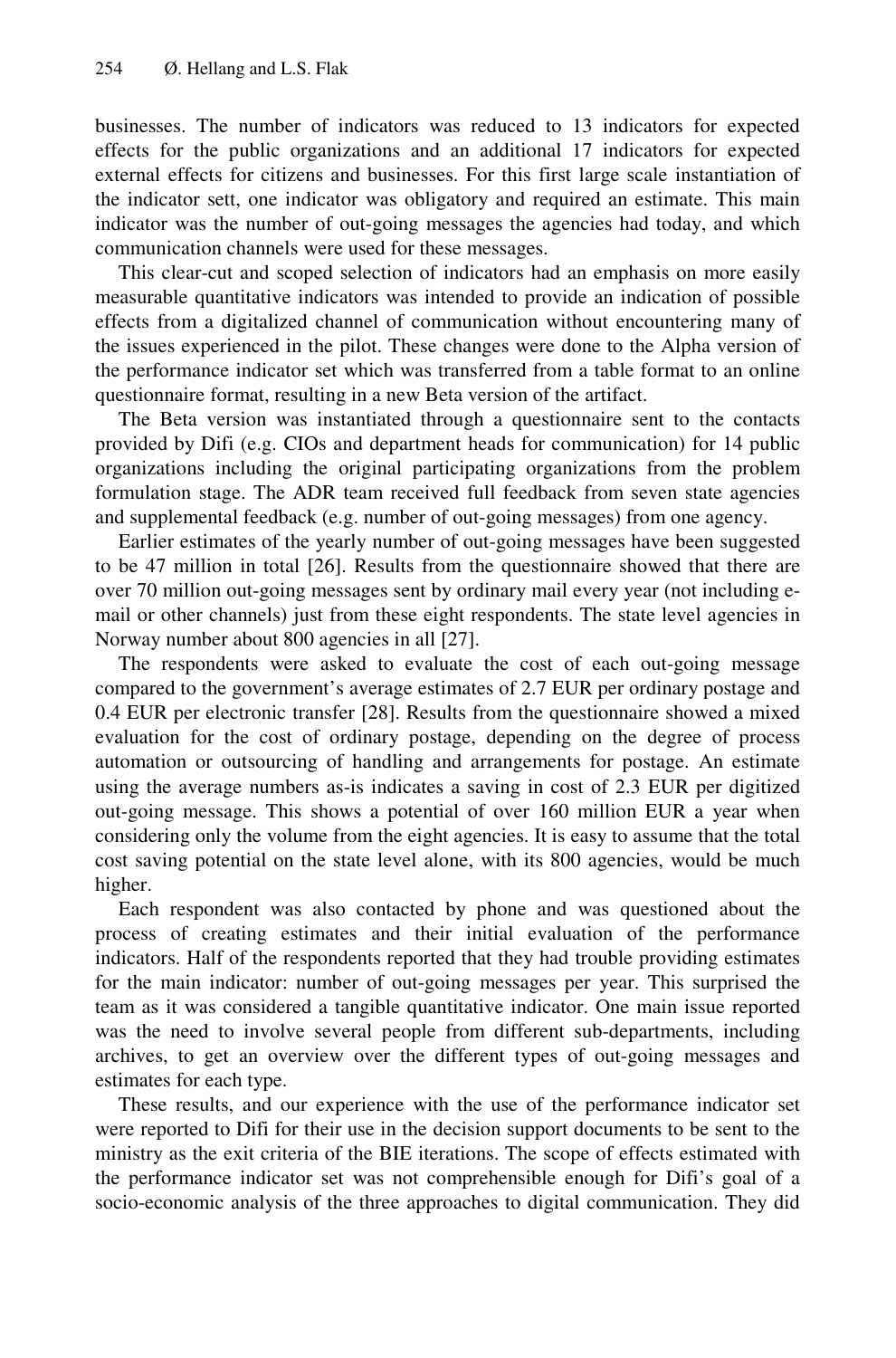businesses. The number of indicators was reduced to 13 indicators for expected effects for the public organizations and an additional 17 indicators for expected external effects for citizens and businesses. For this first large scale instantiation of the indicator sett, one indicator was obligatory and required an estimate. This main indicator was the number of out-going messages the agencies had today, and which communication channels were used for these messages.

This clear-cut and scoped selection of indicators had an emphasis on more easily measurable quantitative indicators was intended to provide an indication of possible effects from a digitalized channel of communication without encountering many of the issues experienced in the pilot. These changes were done to the Alpha version of the performance indicator set which was transferred from a table format to an online questionnaire format, resulting in a new Beta version of the artifact.

The Beta version was instantiated through a questionnaire sent to the contacts provided by Difi (e.g. CIOs and department heads for communication) for 14 public organizations including the original participating organizations from the problem formulation stage. The ADR team received full feedback from seven state agencies and supplemental feedback (e.g. number of out-going messages) from one agency.

Earlier estimates of the yearly number of out-going messages have been suggested to be 47 million in total [26]. Results from the questionnaire showed that there are over 70 million out-going messages sent by ordinary mail every year (not including e-mail or other channels) just from these eight respondents. The state level agencies in Norway number about 800 agencies in all [27].

The respondents were asked to evaluate the cost of each out-going message compared to the government's average estimates of 2.7 EUR per ordinary postage and 0.4 EUR per electronic transfer [28]. Results from the questionnaire showed a mixed evaluation for the cost of ordinary postage, depending on the degree of process automation or outsourcing of handling and arrangements for postage. An estimate using the average numbers as-is indicates a saving in cost of 2.3 EUR per digitized out-going message. This shows a potential of over 160 million EUR a year when considering only the volume from the eight agencies. It is easy to assume that the total cost saving potential on the state level alone, with its 800 agencies, would be much higher.

Each respondent was also contacted by phone and was questioned about the process of creating estimates and their initial evaluation of the performance indicators. Half of the respondents reported that they had trouble providing estimates for the main indicator: number of out-going messages per year. This surprised the team as it was considered a tangible quantitative indicator. One main issue reported was the need to involve several people from different sub-departments, including archives, to get an overview over the different types of out-going messages and estimates for each type.

These results, and our experience with the use of the performance indicator set were reported to Difi for their use in the decision support documents to be sent to the ministry as the exit criteria of the BIE iterations. The scope of effects estimated with the performance indicator set was not comprehensible enough for Difi's goal of a socio-economic analysis of the three approaches to digital communication. They did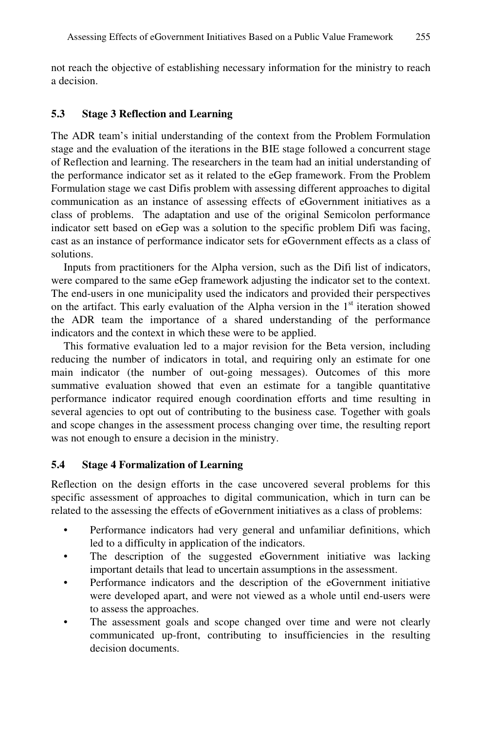not reach the objective of establishing necessary information for the ministry to reach a decision.

### 5.3 Stage 3 Reflection and Learning

The ADR team's initial understanding of the context from the Problem Formulation stage and the evaluation of the iterations in the BIE stage followed a concurrent stage of Reflection and learning. The researchers in the team had an initial understanding of the performance indicator set as it related to the eGep framework. From the Problem Formulation stage we cast Difis problem with assessing different approaches to digital communication as an instance of assessing effects of eGovernment initiatives as a class of problems. The adaptation and use of the original Semicolon performance indicator sett based on eGep was a solution to the specific problem Difi was facing, cast as an instance of performance indicator sets for eGovernment effects as a class of solutions.

Inputs from practitioners for the Alpha version, such as the Difi list of indicators, were compared to the same eGep framework adjusting the indicator set to the context. The end-users in one municipality used the indicators and provided their perspectives on the artifact. This early evaluation of the Alpha version in the 1st iteration showed the ADR team the importance of a shared understanding of the performance indicators and the context in which these were to be applied.

This formative evaluation led to a major revision for the Beta version, including reducing the number of indicators in total, and requiring only an estimate for one main indicator (the number of out-going messages). Outcomes of this more summative evaluation showed that even an estimate for a tangible quantitative performance indicator required enough coordination efforts and time resulting in several agencies to opt out of contributing to the business case*.* Together with goals and scope changes in the assessment process changing over time, the resulting report was not enough to ensure a decision in the ministry.

### 5.4 Stage 4 Formalization of Learning

Reflection on the design efforts in the case uncovered several problems for this specific assessment of approaches to digital communication, which in turn can be related to the assessing the effects of eGovernment initiatives as a class of problems:

- Performance indicators had very general and unfamiliar definitions, which led to a difficulty in application of the indicators.
- The description of the suggested eGovernment initiative was lacking important details that lead to uncertain assumptions in the assessment.
- Performance indicators and the description of the eGovernment initiative were developed apart, and were not viewed as a whole until end-users were to assess the approaches.
- The assessment goals and scope changed over time and were not clearly communicated up-front, contributing to insufficiencies in the resulting decision documents.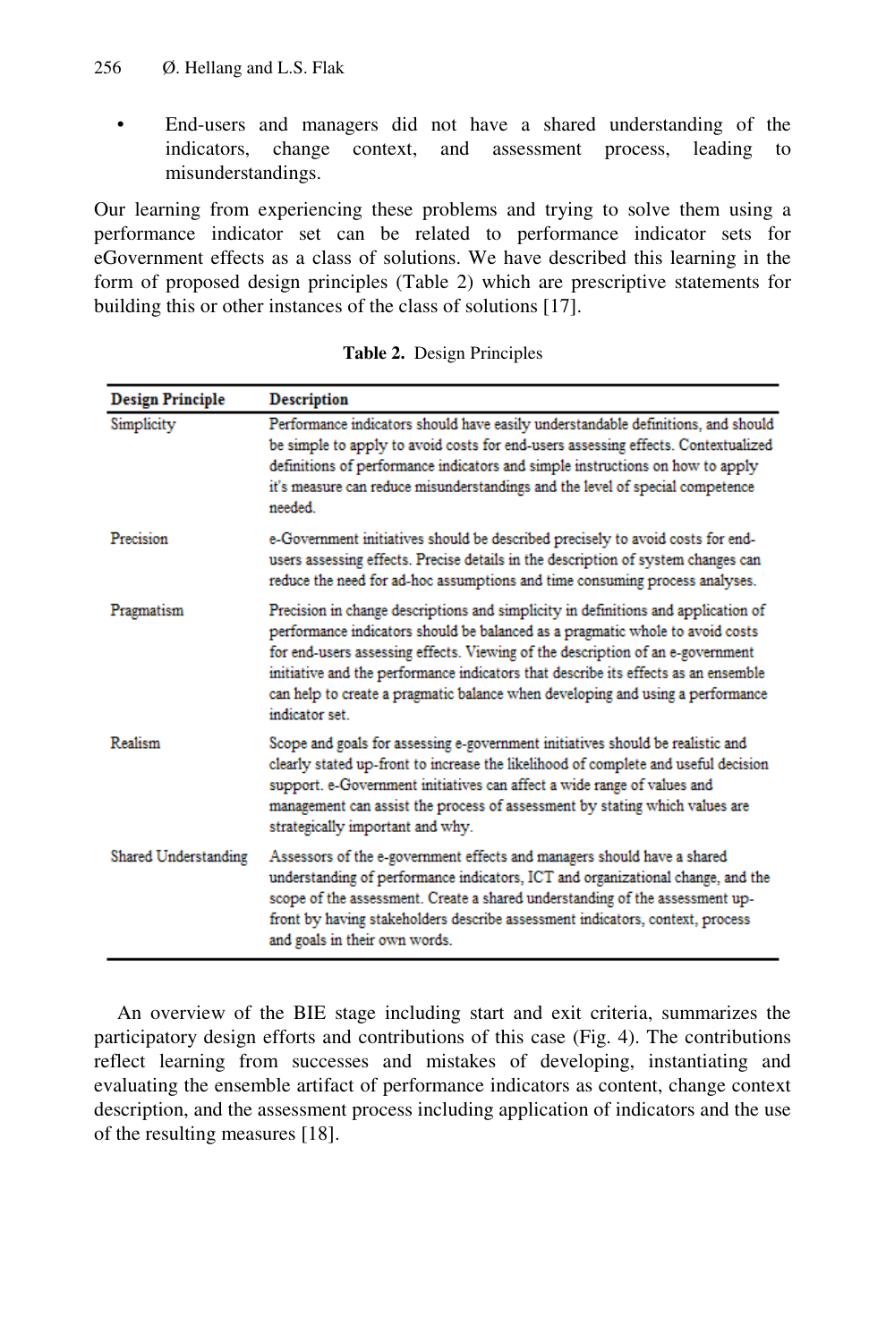- End-users and managers did not have a shared understanding of the indicators, change context, and assessment process, leading to misunderstandings.

Our learning from experiencing these problems and trying to solve them using a performance indicator set can be related to performance indicator sets for eGovernment effects as a class of solutions. We have described this learning in the form of proposed design principles (Table 2) which are prescriptive statements for building this or other instances of the class of solutions [17].

**Table 2.** Design Principles

| Design Principle | Description |
|---|---|
| Simplicity | Performance indicators should have easily understandable definitions, and should be simple to apply to avoid costs for end-users assessing effects. Contextualized definitions of performance indicators and simple instructions on how to apply it's measure can reduce misunderstandings and the level of special competence needed. |
| Precision | e-Government initiatives should be described precisely to avoid costs for end-users assessing effects. Precise details in the description of system changes can reduce the need for ad-hoc assumptions and time consuming process analyses. |
| Pragmatism | Precision in change descriptions and simplicity in definitions and application of performance indicators should be balanced as a pragmatic whole to avoid costs for end-users assessing effects. Viewing of the description of an e-government initiative and the performance indicators that describe its effects as an ensemble can help to create a pragmatic balance when developing and using a performance indicator set. |
| Realism | Scope and goals for assessing e-government initiatives should be realistic and clearly stated up-front to increase the likelihood of complete and useful decision support. e-Government initiatives can affect a wide range of values and management can assist the process of assessment by stating which values are strategically important and why. |
| Shared Understanding | Assessors of the e-government effects and managers should have a shared understanding of performance indicators, ICT and organizational change, and the scope of the assessment. Create a shared understanding of the assessment up-front by having stakeholders describe assessment indicators, context, process and goals in their own words. |

An overview of the BIE stage including start and exit criteria, summarizes the participatory design efforts and contributions of this case (Fig. 4). The contributions reflect learning from successes and mistakes of developing, instantiating and evaluating the ensemble artifact of performance indicators as content, change context description, and the assessment process including application of indicators and the use of the resulting measures [18].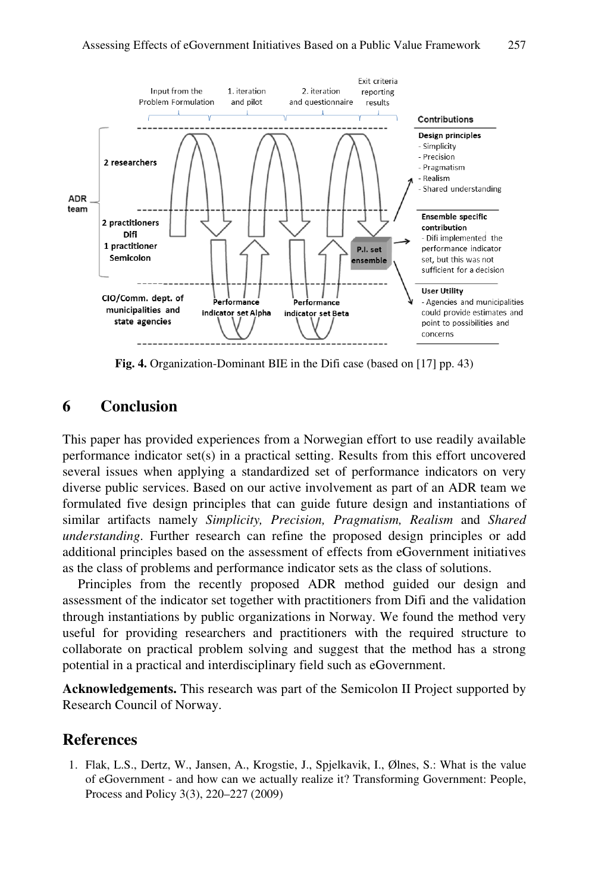Fig. 4. Organization-Dominant BIE in the Difi case (based on [17] pp. 43)

## 6 Conclusion

This paper has provided experiences from a Norwegian effort to use readily available performance indicator set(s) in a practical setting. Results from this effort uncovered several issues when applying a standardized set of performance indicators on very diverse public services. Based on our active involvement as part of an ADR team we formulated five design principles that can guide future design and instantiations of similar artifacts namely *Simplicity, Precision, Pragmatism, Realism* and *Shared understanding*. Further research can refine the proposed design principles or add additional principles based on the assessment of effects from eGovernment initiatives as the class of problems and performance indicator sets as the class of solutions.

Principles from the recently proposed ADR method guided our design and assessment of the indicator set together with practitioners from Difi and the validation through instantiations by public organizations in Norway. We found the method very useful for providing researchers and practitioners with the required structure to collaborate on practical problem solving and suggest that the method has a strong potential in a practical and interdisciplinary field such as eGovernment.

**Acknowledgements.** This research was part of the Semicolon II Project supported by Research Council of Norway.

## References

1. Flak, L.S., Dertz, W., Jansen, A., Krogstie, J., Spjelkavik, I., Ølnes, S.: What is the value of eGovernment - and how can we actually realize it? Transforming Government: People, Process and Policy 3(3), 220–227 (2009)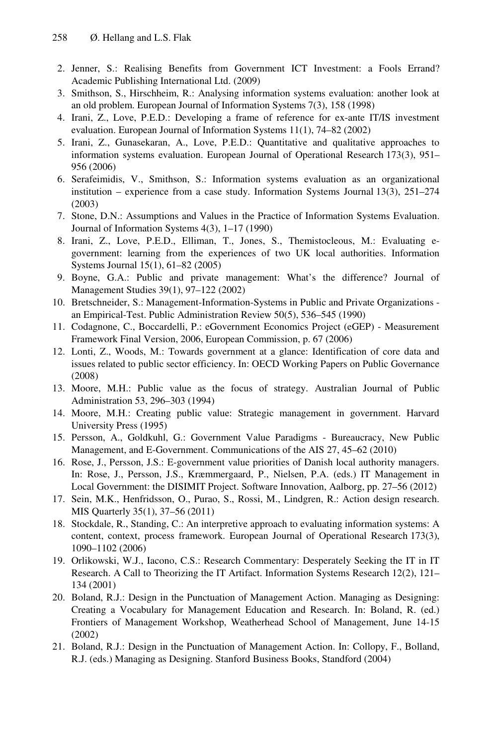2. Jenner, S.: Realising Benefits from Government ICT Investment: a Fools Errand? Academic Publishing International Ltd. (2009)
3. Smithson, S., Hirschheim, R.: Analysing information systems evaluation: another look at an old problem. European Journal of Information Systems 7(3), 158 (1998)
4. Irani, Z., Love, P.E.D.: Developing a frame of reference for ex-ante IT/IS investment evaluation. European Journal of Information Systems 11(1), 74–82 (2002)
5. Irani, Z., Gunasekaran, A., Love, P.E.D.: Quantitative and qualitative approaches to information systems evaluation. European Journal of Operational Research 173(3), 951–956 (2006)
6. Serafeimidis, V., Smithson, S.: Information systems evaluation as an organizational institution – experience from a case study. Information Systems Journal 13(3), 251–274 (2003)
7. Stone, D.N.: Assumptions and Values in the Practice of Information Systems Evaluation. Journal of Information Systems 4(3), 1–17 (1990)
8. Irani, Z., Love, P.E.D., Elliman, T., Jones, S., Themistocleous, M.: Evaluating e-government: learning from the experiences of two UK local authorities. Information Systems Journal 15(1), 61–82 (2005)
9. Boyne, G.A.: Public and private management: What's the difference? Journal of Management Studies 39(1), 97–122 (2002)
10. Bretschneider, S.: Management-Information-Systems in Public and Private Organizations - an Empirical-Test. Public Administration Review 50(5), 536–545 (1990)
11. Codagnone, C., Boccardelli, P.: eGovernment Economics Project (eGEP) - Measurement Framework Final Version, 2006, European Commission, p. 67 (2006)
12. Lonti, Z., Woods, M.: Towards government at a glance: Identification of core data and issues related to public sector efficiency. In: OECD Working Papers on Public Governance (2008)
13. Moore, M.H.: Public value as the focus of strategy. Australian Journal of Public Administration 53, 296–303 (1994)
14. Moore, M.H.: Creating public value: Strategic management in government. Harvard University Press (1995)
15. Persson, A., Goldkuhl, G.: Government Value Paradigms - Bureaucracy, New Public Management, and E-Government. Communications of the AIS 27, 45–62 (2010)
16. Rose, J., Persson, J.S.: E-government value priorities of Danish local authority managers. In: Rose, J., Persson, J.S., Kræmmergaard, P., Nielsen, P.A. (eds.) IT Management in Local Government: the DISIMIT Project. Software Innovation, Aalborg, pp. 27–56 (2012)
17. Sein, M.K., Henfridsson, O., Purao, S., Rossi, M., Lindgren, R.: Action design research. MIS Quarterly 35(1), 37–56 (2011)
18. Stockdale, R., Standing, C.: An interpretive approach to evaluating information systems: A content, context, process framework. European Journal of Operational Research 173(3), 1090–1102 (2006)
19. Orlikowski, W.J., Iacono, C.S.: Research Commentary: Desperately Seeking the IT in IT Research. A Call to Theorizing the IT Artifact. Information Systems Research 12(2), 121–134 (2001)
20. Boland, R.J.: Design in the Punctuation of Management Action. Managing as Designing: Creating a Vocabulary for Management Education and Research. In: Boland, R. (ed.) Frontiers of Management Workshop, Weatherhead School of Management, June 14-15 (2002)
21. Boland, R.J.: Design in the Punctuation of Management Action. In: Collopy, F., Bolland, R.J. (eds.) Managing as Designing. Stanford Business Books, Standford (2004)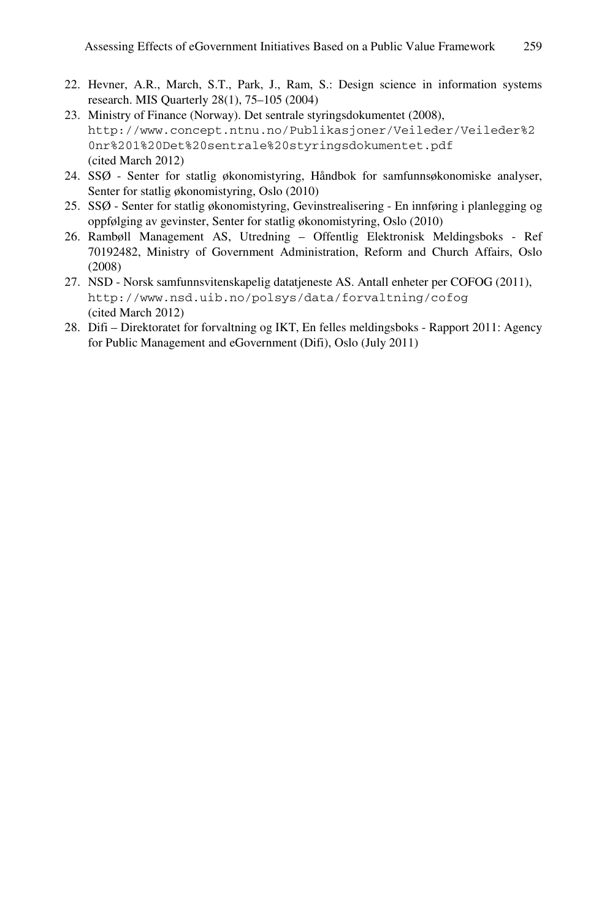22. Hevner, A.R., March, S.T., Park, J., Ram, S.: Design science in information systems research. MIS Quarterly 28(1), 75–105 (2004)
23. Ministry of Finance (Norway). Det sentrale styringsdokumentet (2008), http://www.concept.ntnu.no/Publikasjoner/Veileder/Veileder%20nr%201%20Det%20sentrale%20styringsdokumentet.pdf (cited March 2012)
24. SSØ - Senter for statlig økonomistyring, Håndbok for samfunnsøkonomiske analyser, Senter for statlig økonomistyring, Oslo (2010)
25. SSØ - Senter for statlig økonomistyring, Gevinstrealisering - En innføring i planlegging og oppfølging av gevinster, Senter for statlig økonomistyring, Oslo (2010)
26. Rambøll Management AS, Utredning – Offentlig Elektronisk Meldingsboks - Ref 70192482, Ministry of Government Administration, Reform and Church Affairs, Oslo (2008)
27. NSD - Norsk samfunnsvitenskapelig datatjeneste AS. Antall enheter per COFOG (2011), http://www.nsd.uib.no/polsys/data/forvaltning/cofog (cited March 2012)
28. Difi – Direktoratet for forvaltning og IKT, En felles meldingsboks - Rapport 2011: Agency for Public Management and eGovernment (Difi), Oslo (July 2011)